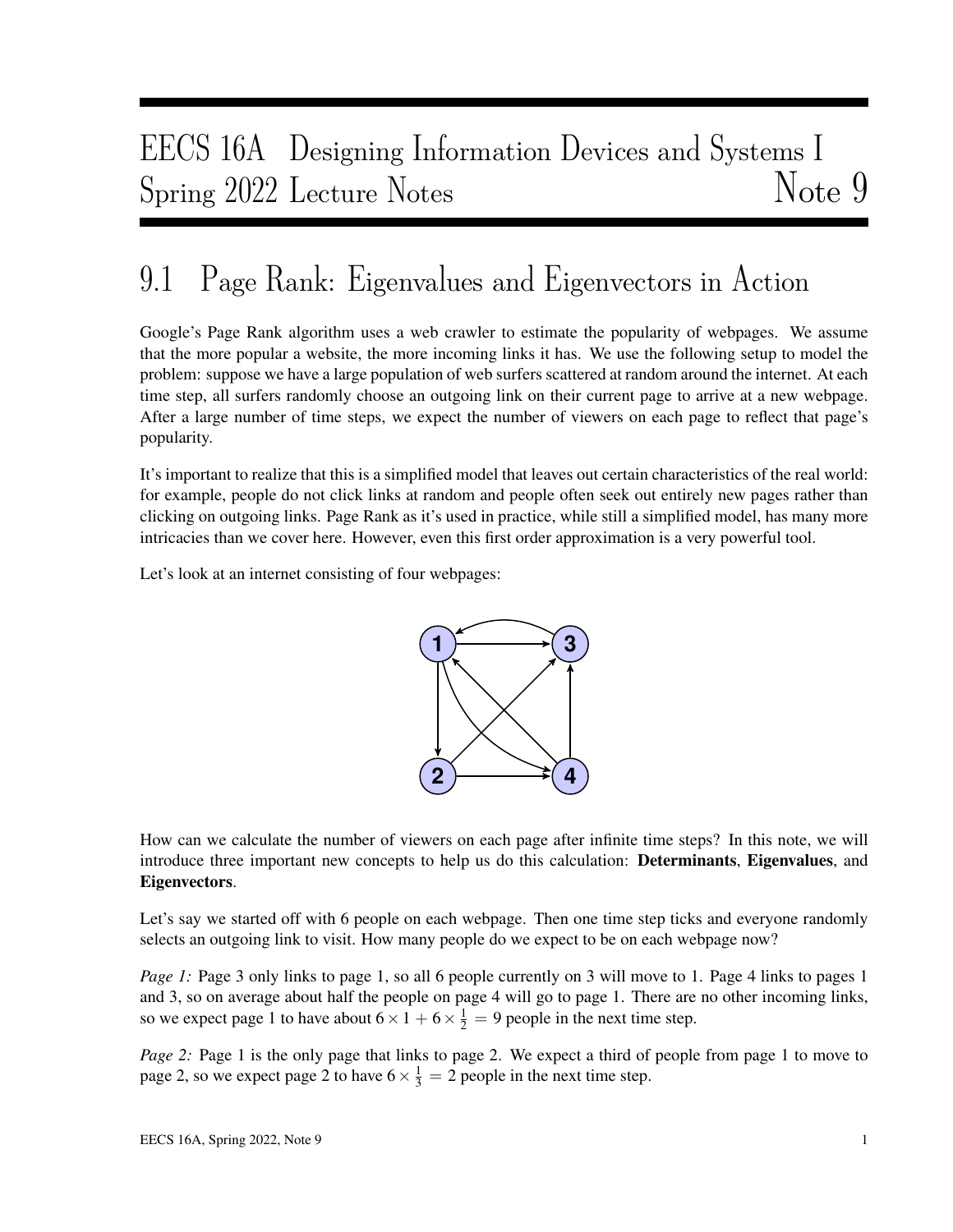# EECS 16A Designing Information Devices and Systems I
# Spring 2022 Lecture Notes — Note 9

## 9.1 Page Rank: Eigenvalues and Eigenvectors in Action

Google's Page Rank algorithm uses a web crawler to estimate the popularity of webpages. We assume that the more popular a website, the more incoming links it has. We use the following setup to model the problem: suppose we have a large population of web surfers scattered at random around the internet. At each time step, all surfers randomly choose an outgoing link on their current page to arrive at a new webpage. After a large number of time steps, we expect the number of viewers on each page to reflect that page's popularity.

It's important to realize that this is a simplified model that leaves out certain characteristics of the real world: for example, people do not click links at random and people often seek out entirely new pages rather than clicking on outgoing links. Page Rank as it's used in practice, while still a simplified model, has many more intricacies than we cover here. However, even this first order approximation is a very powerful tool.

Let's look at an internet consisting of four webpages:

How can we calculate the number of viewers on each page after infinite time steps? In this note, we will introduce three important new concepts to help us do this calculation: **Determinants**, **Eigenvalues**, and **Eigenvectors**.

Let's say we started off with 6 people on each webpage. Then one time step ticks and everyone randomly selects an outgoing link to visit. How many people do we expect to be on each webpage now?

*Page 1:* Page 3 only links to page 1, so all 6 people currently on 3 will move to 1. Page 4 links to pages 1 and 3, so on average about half the people on page 4 will go to page 1. There are no other incoming links, so we expect page 1 to have about $6 \times 1 + 6 \times \frac{1}{2} = 9$ people in the next time step.

*Page 2:* Page 1 is the only page that links to page 2. We expect a third of people from page 1 to move to page 2, so we expect page 2 to have $6 \times \frac{1}{3} = 2$ people in the next time step.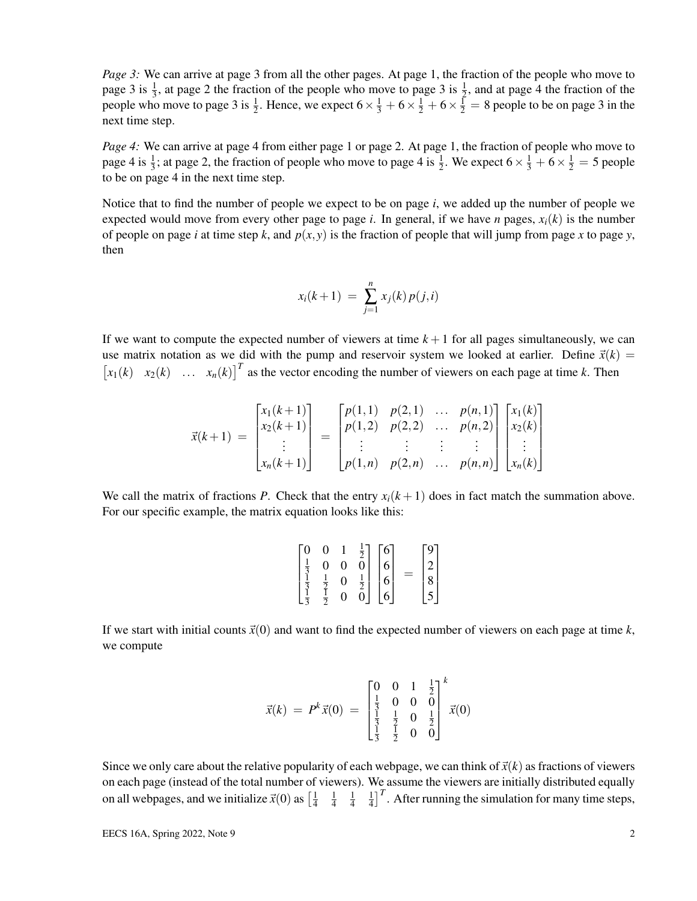*Page 3:* We can arrive at page 3 from all the other pages. At page 1, the fraction of the people who move to page 3 is $\frac{1}{3}$, at page 2 the fraction of the people who move to page 3 is $\frac{1}{2}$, and at page 4 the fraction of the people who move to page 3 is $\frac{1}{2}$. Hence, we expect $6 \times \frac{1}{3} + 6 \times \frac{1}{2} + 6 \times \frac{1}{2} = 8$ people to be on page 3 in the next time step.

*Page 4:* We can arrive at page 4 from either page 1 or page 2. At page 1, the fraction of people who move to page 4 is $\frac{1}{3}$; at page 2, the fraction of people who move to page 4 is $\frac{1}{2}$. We expect $6 \times \frac{1}{3} + 6 \times \frac{1}{2} = 5$ people to be on page 4 in the next time step.

Notice that to find the number of people we expect to be on page $i$, we added up the number of people we expected would move from every other page to page $i$. In general, if we have $n$ pages, $x_i(k)$ is the number of people on page $i$ at time step $k$, and $p(x,y)$ is the fraction of people that will jump from page $x$ to page $y$, then

$$x_i(k+1) \;=\; \sum_{j=1}^{n} x_j(k)\, p(j,i)$$

If we want to compute the expected number of viewers at time $k+1$ for all pages simultaneously, we can use matrix notation as we did with the pump and reservoir system we looked at earlier. Define $\vec{x}(k) = \begin{bmatrix} x_1(k) & x_2(k) & \dots & x_n(k) \end{bmatrix}^T$ as the vector encoding the number of viewers on each page at time $k$. Then

$$\vec{x}(k+1) \;=\; \begin{bmatrix} x_1(k+1) \\ x_2(k+1) \\ \vdots \\ x_n(k+1) \end{bmatrix} \;=\; \begin{bmatrix} p(1,1) & p(2,1) & \dots & p(n,1) \\ p(1,2) & p(2,2) & \dots & p(n,2) \\ \vdots & \vdots & \vdots & \vdots \\ p(1,n) & p(2,n) & \dots & p(n,n) \end{bmatrix} \begin{bmatrix} x_1(k) \\ x_2(k) \\ \vdots \\ x_n(k) \end{bmatrix}$$

We call the matrix of fractions $P$. Check that the entry $x_i(k+1)$ does in fact match the summation above. For our specific example, the matrix equation looks like this:

$$\begin{bmatrix} 0 & 0 & 1 & \frac{1}{2} \\ \frac{1}{3} & 0 & 0 & 0 \\ \frac{1}{3} & \frac{1}{2} & 0 & \frac{1}{2} \\ \frac{1}{3} & \frac{1}{2} & 0 & 0 \end{bmatrix} \begin{bmatrix} 6 \\ 6 \\ 6 \\ 6 \end{bmatrix} \;=\; \begin{bmatrix} 9 \\ 2 \\ 8 \\ 5 \end{bmatrix}$$

If we start with initial counts $\vec{x}(0)$ and want to find the expected number of viewers on each page at time $k$, we compute

$$\vec{x}(k) \;=\; P^k \vec{x}(0) \;=\; \begin{bmatrix} 0 & 0 & 1 & \frac{1}{2} \\ \frac{1}{3} & 0 & 0 & 0 \\ \frac{1}{3} & \frac{1}{2} & 0 & \frac{1}{2} \\ \frac{1}{3} & \frac{1}{2} & 0 & 0 \end{bmatrix}^k \vec{x}(0)$$

Since we only care about the relative popularity of each webpage, we can think of $\vec{x}(k)$ as fractions of viewers on each page (instead of the total number of viewers). We assume the viewers are initially distributed equally on all webpages, and we initialize $\vec{x}(0)$ as $\begin{bmatrix} \frac{1}{4} & \frac{1}{4} & \frac{1}{4} & \frac{1}{4} \end{bmatrix}^T$. After running the simulation for many time steps,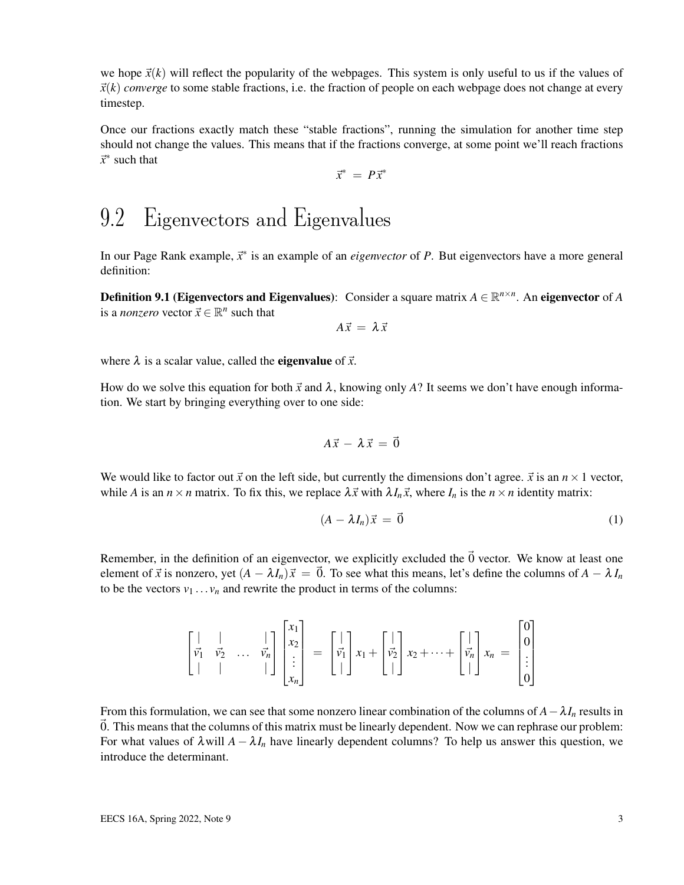we hope $\vec{x}(k)$ will reflect the popularity of the webpages. This system is only useful to us if the values of $\vec{x}(k)$ *converge* to some stable fractions, i.e. the fraction of people on each webpage does not change at every timestep.

Once our fractions exactly match these "stable fractions", running the simulation for another time step should not change the values. This means that if the fractions converge, at some point we'll reach fractions $\vec{x}^*$ such that

$$\vec{x}^* = P\vec{x}^*$$

# 9.2 Eigenvectors and Eigenvalues

In our Page Rank example, $\vec{x}^*$ is an example of an *eigenvector* of $P$. But eigenvectors have a more general definition:

**Definition 9.1 (Eigenvectors and Eigenvalues)**: Consider a square matrix $A \in \mathbb{R}^{n \times n}$. An **eigenvector** of $A$ is a *nonzero* vector $\vec{x} \in \mathbb{R}^n$ such that

$$A\vec{x} = \lambda \vec{x}$$

where $\lambda$ is a scalar value, called the **eigenvalue** of $\vec{x}$.

How do we solve this equation for both $\vec{x}$ and $\lambda$, knowing only $A$? It seems we don't have enough information. We start by bringing everything over to one side:

$$A\vec{x} - \lambda \vec{x} = \vec{0}$$

We would like to factor out $\vec{x}$ on the left side, but currently the dimensions don't agree. $\vec{x}$ is an $n \times 1$ vector, while $A$ is an $n \times n$ matrix. To fix this, we replace $\lambda \vec{x}$ with $\lambda I_n \vec{x}$, where $I_n$ is the $n \times n$ identity matrix:

$$(A - \lambda I_n)\vec{x} = \vec{0} \tag{1}$$

Remember, in the definition of an eigenvector, we explicitly excluded the $\vec{0}$ vector. We know at least one element of $\vec{x}$ is nonzero, yet $(A - \lambda I_n)\vec{x} = \vec{0}$. To see what this means, let's define the columns of $A - \lambda I_n$ to be the vectors $v_1 \ldots v_n$ and rewrite the product in terms of the columns:

$$\begin{bmatrix} | & | & & | \\ \vec{v}_1 & \vec{v}_2 & \ldots & \vec{v}_n \\ | & | & & | \end{bmatrix} \begin{bmatrix} x_1 \\ x_2 \\ \vdots \\ x_n \end{bmatrix} = \begin{bmatrix} | \\ \vec{v}_1 \\ | \end{bmatrix} x_1 + \begin{bmatrix} | \\ \vec{v}_2 \\ | \end{bmatrix} x_2 + \cdots + \begin{bmatrix} | \\ \vec{v}_n \\ | \end{bmatrix} x_n = \begin{bmatrix} 0 \\ 0 \\ \vdots \\ 0 \end{bmatrix}$$

From this formulation, we can see that some nonzero linear combination of the columns of $A - \lambda I_n$ results in $\vec{0}$. This means that the columns of this matrix must be linearly dependent. Now we can rephrase our problem: For what values of $\lambda$ will $A - \lambda I_n$ have linearly dependent columns? To help us answer this question, we introduce the determinant.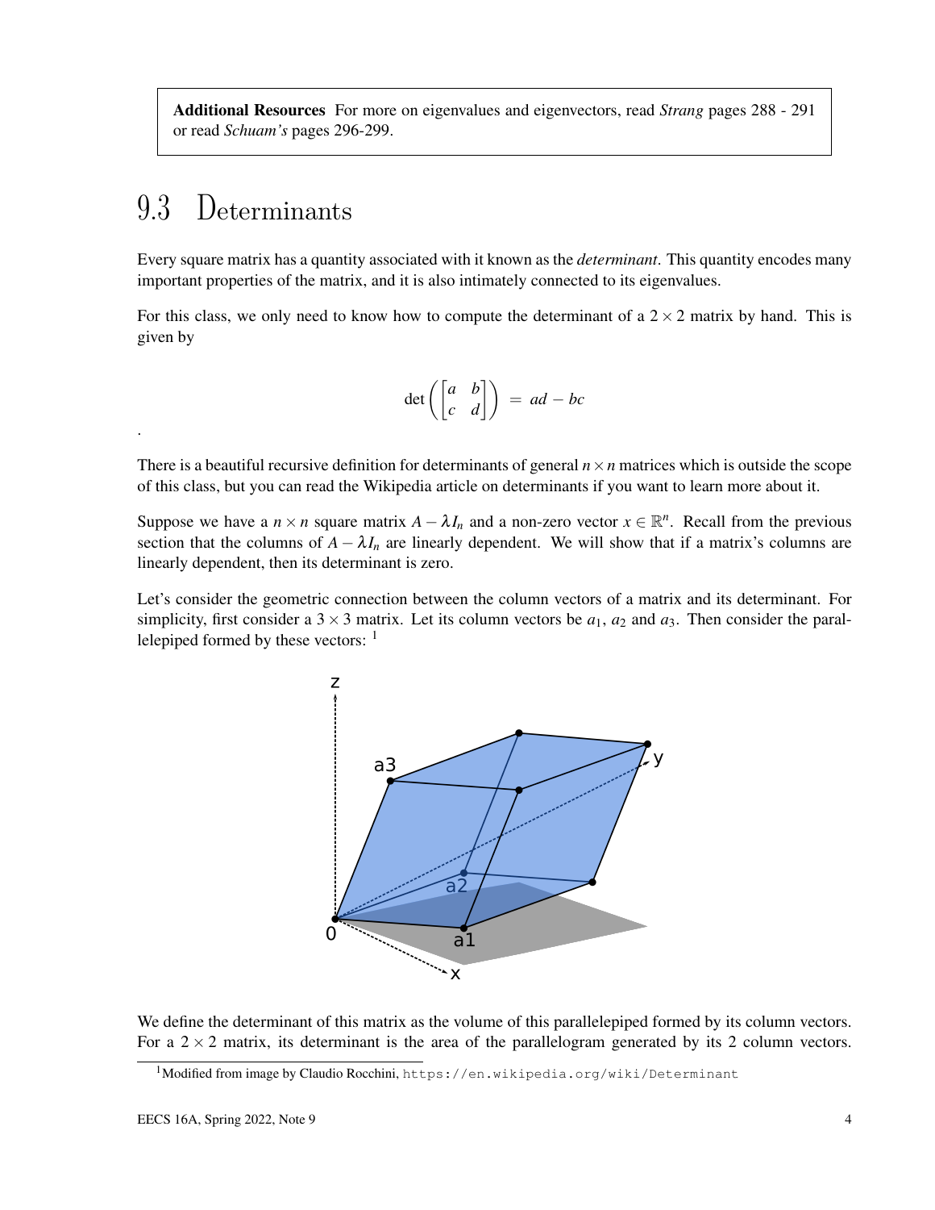**Additional Resources** For more on eigenvalues and eigenvectors, read *Strang* pages 288 - 291 or read *Schuam's* pages 296-299.

## 9.3 Determinants

Every square matrix has a quantity associated with it known as the *determinant*. This quantity encodes many important properties of the matrix, and it is also intimately connected to its eigenvalues.

For this class, we only need to know how to compute the determinant of a $2 \times 2$ matrix by hand. This is given by

$$\det\left(\begin{bmatrix} a & b \\ c & d \end{bmatrix}\right) = ad - bc$$

.

There is a beautiful recursive definition for determinants of general $n \times n$ matrices which is outside the scope of this class, but you can read the Wikipedia article on determinants if you want to learn more about it.

Suppose we have a $n \times n$ square matrix $A - \lambda I_n$ and a non-zero vector $x \in \mathbb{R}^n$. Recall from the previous section that the columns of $A - \lambda I_n$ are linearly dependent. We will show that if a matrix's columns are linearly dependent, then its determinant is zero.

Let's consider the geometric connection between the column vectors of a matrix and its determinant. For simplicity, first consider a $3 \times 3$ matrix. Let its column vectors be $a_1$, $a_2$ and $a_3$. Then consider the parallelepiped formed by these vectors: [1]

We define the determinant of this matrix as the volume of this parallelepiped formed by its column vectors. For a $2 \times 2$ matrix, its determinant is the area of the parallelogram generated by its 2 column vectors.

[1] Modified from image by Claudio Rocchini, https://en.wikipedia.org/wiki/Determinant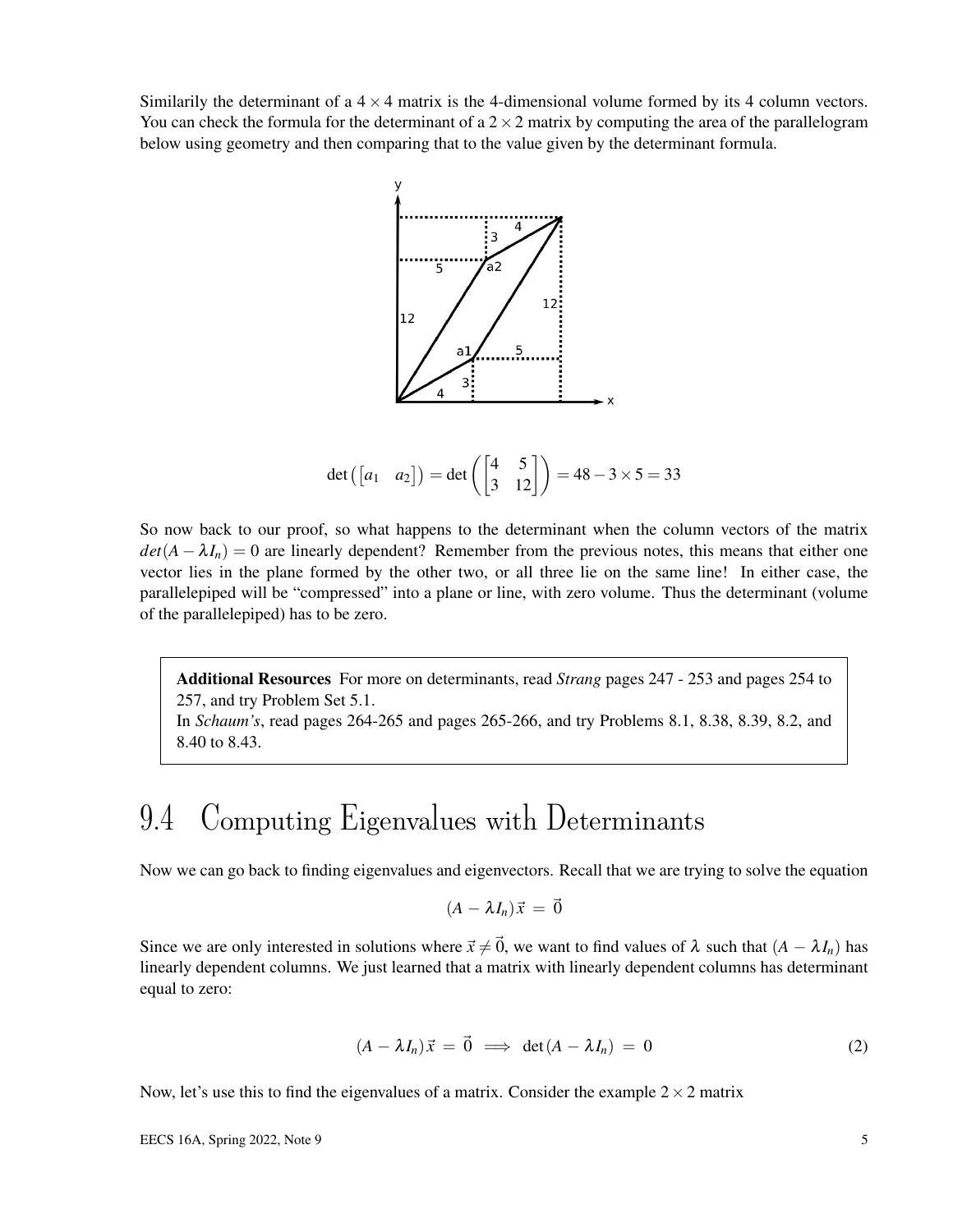Similarily the determinant of a $4 \times 4$ matrix is the 4-dimensional volume formed by its 4 column vectors. You can check the formula for the determinant of a $2 \times 2$ matrix by computing the area of the parallelogram below using geometry and then comparing that to the value given by the determinant formula.

$$\det\left(\begin{bmatrix} a_1 & a_2 \end{bmatrix}\right) = \det\left(\begin{bmatrix} 4 & 5 \\ 3 & 12 \end{bmatrix}\right) = 48 - 3 \times 5 = 33$$

So now back to our proof, so what happens to the determinant when the column vectors of the matrix $det(A - \lambda I_n) = 0$ are linearly dependent? Remember from the previous notes, this means that either one vector lies in the plane formed by the other two, or all three lie on the same line! In either case, the parallelepiped will be "compressed" into a plane or line, with zero volume. Thus the determinant (volume of the parallelepiped) has to be zero.

> **Additional Resources** For more on determinants, read *Strang* pages 247 - 253 and pages 254 to 257, and try Problem Set 5.1.
> In *Schaum's*, read pages 264-265 and pages 265-266, and try Problems 8.1, 8.38, 8.39, 8.2, and 8.40 to 8.43.

## 9.4 Computing Eigenvalues with Determinants

Now we can go back to finding eigenvalues and eigenvectors. Recall that we are trying to solve the equation

$$(A - \lambda I_n)\vec{x} = \vec{0}$$

Since we are only interested in solutions where $\vec{x} \neq \vec{0}$, we want to find values of $\lambda$ such that $(A - \lambda I_n)$ has linearly dependent columns. We just learned that a matrix with linearly dependent columns has determinant equal to zero:

$$(A - \lambda I_n)\vec{x} = \vec{0} \implies \det(A - \lambda I_n) = 0 \tag{2}$$

Now, let's use this to find the eigenvalues of a matrix. Consider the example $2 \times 2$ matrix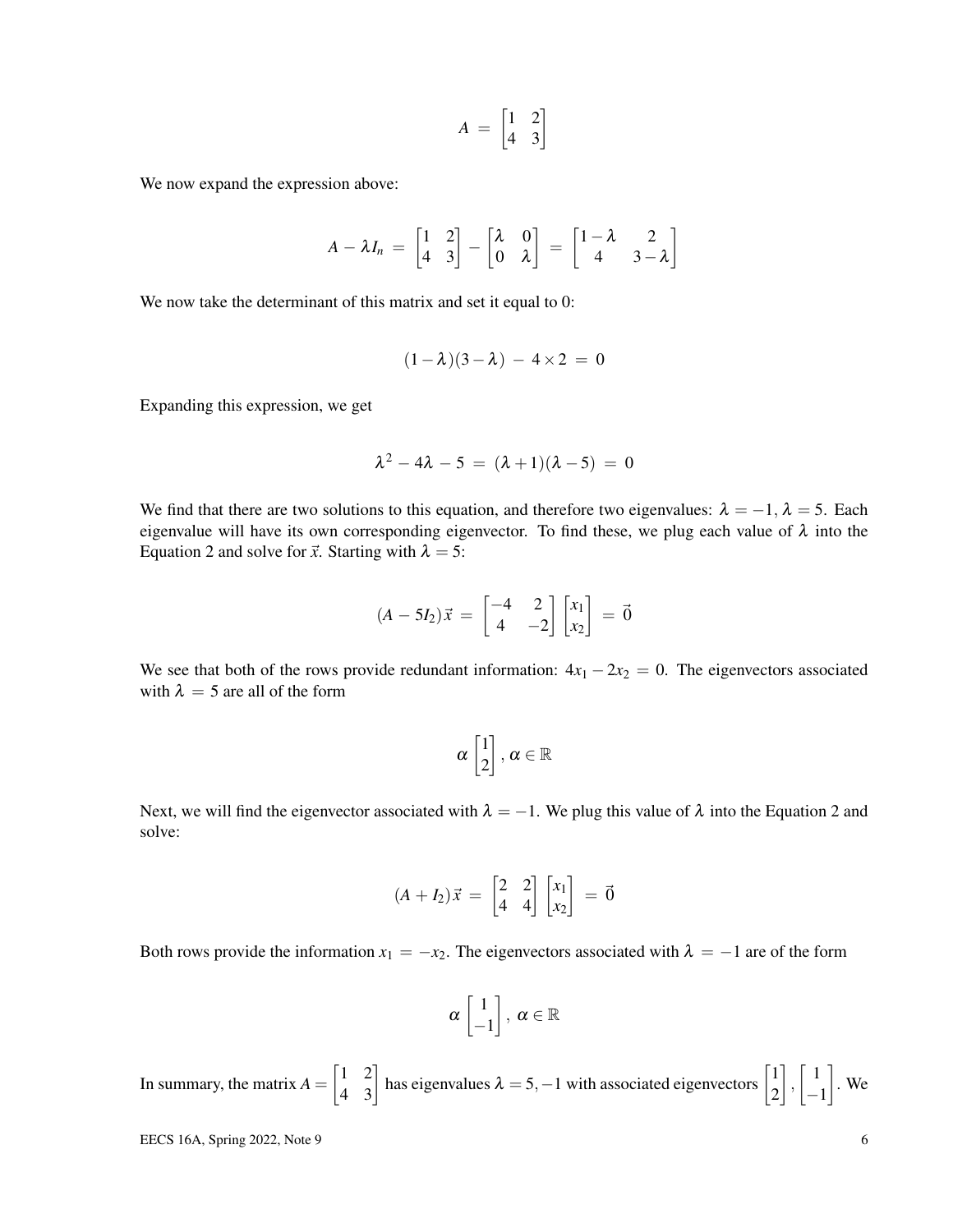$$A = \begin{bmatrix} 1 & 2 \\ 4 & 3 \end{bmatrix}$$

We now expand the expression above:

$$A - \lambda I_n = \begin{bmatrix} 1 & 2 \\ 4 & 3 \end{bmatrix} - \begin{bmatrix} \lambda & 0 \\ 0 & \lambda \end{bmatrix} = \begin{bmatrix} 1-\lambda & 2 \\ 4 & 3-\lambda \end{bmatrix}$$

We now take the determinant of this matrix and set it equal to 0:

$$(1-\lambda)(3-\lambda) - 4 \times 2 = 0$$

Expanding this expression, we get

$$\lambda^2 - 4\lambda - 5 = (\lambda+1)(\lambda-5) = 0$$

We find that there are two solutions to this equation, and therefore two eigenvalues: $\lambda = -1$, $\lambda = 5$. Each eigenvalue will have its own corresponding eigenvector. To find these, we plug each value of $\lambda$ into the Equation 2 and solve for $\vec{x}$. Starting with $\lambda = 5$:

$$(A - 5I_2)\vec{x} = \begin{bmatrix} -4 & 2 \\ 4 & -2 \end{bmatrix} \begin{bmatrix} x_1 \\ x_2 \end{bmatrix} = \vec{0}$$

We see that both of the rows provide redundant information: $4x_1 - 2x_2 = 0$. The eigenvectors associated with $\lambda = 5$ are all of the form

$$\alpha \begin{bmatrix} 1 \\ 2 \end{bmatrix}, \alpha \in \mathbb{R}$$

Next, we will find the eigenvector associated with $\lambda = -1$. We plug this value of $\lambda$ into the Equation 2 and solve:

$$(A + I_2)\vec{x} = \begin{bmatrix} 2 & 2 \\ 4 & 4 \end{bmatrix} \begin{bmatrix} x_1 \\ x_2 \end{bmatrix} = \vec{0}$$

Both rows provide the information $x_1 = -x_2$. The eigenvectors associated with $\lambda = -1$ are of the form

$$\alpha \begin{bmatrix} 1 \\ -1 \end{bmatrix}, \alpha \in \mathbb{R}$$

In summary, the matrix $A = \begin{bmatrix} 1 & 2 \\ 4 & 3 \end{bmatrix}$ has eigenvalues $\lambda = 5, -1$ with associated eigenvectors $\begin{bmatrix} 1 \\ 2 \end{bmatrix}, \begin{bmatrix} 1 \\ -1 \end{bmatrix}$. We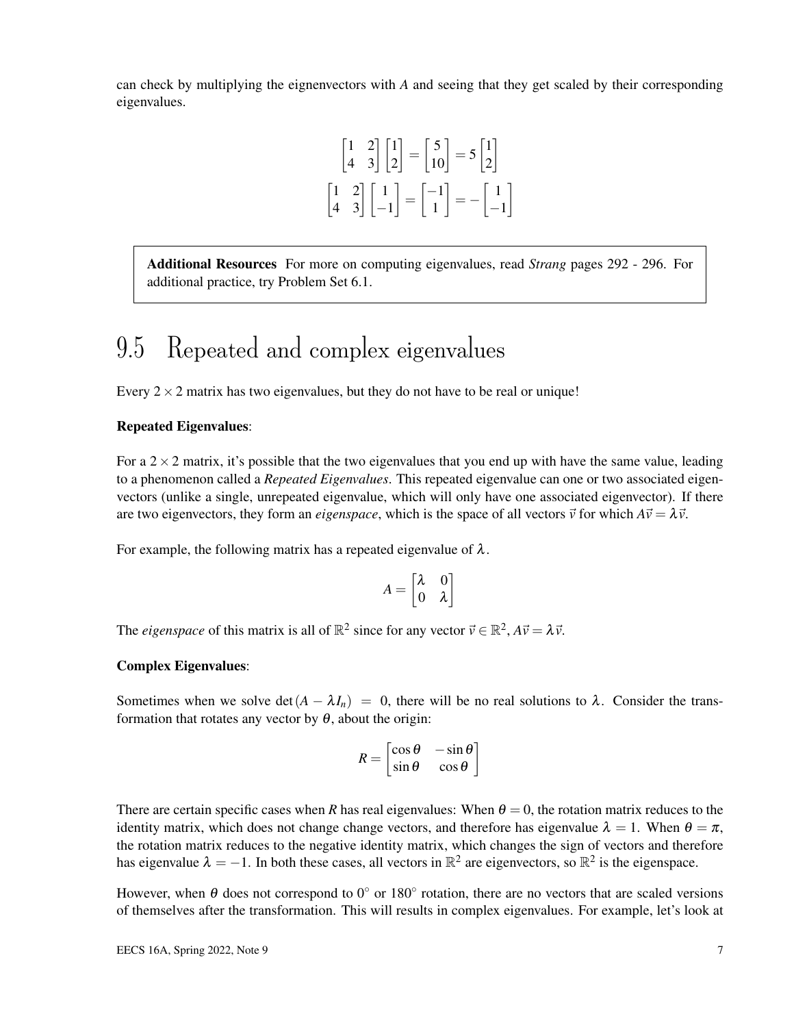can check by multiplying the eignenvectors with $A$ and seeing that they get scaled by their corresponding eigenvalues.

$$\begin{bmatrix} 1 & 2 \\ 4 & 3 \end{bmatrix} \begin{bmatrix} 1 \\ 2 \end{bmatrix} = \begin{bmatrix} 5 \\ 10 \end{bmatrix} = 5 \begin{bmatrix} 1 \\ 2 \end{bmatrix}$$

$$\begin{bmatrix} 1 & 2 \\ 4 & 3 \end{bmatrix} \begin{bmatrix} 1 \\ -1 \end{bmatrix} = \begin{bmatrix} -1 \\ 1 \end{bmatrix} = - \begin{bmatrix} 1 \\ -1 \end{bmatrix}$$

**Additional Resources** For more on computing eigenvalues, read *Strang* pages 292 - 296. For additional practice, try Problem Set 6.1.

## 9.5 Repeated and complex eigenvalues

Every $2 \times 2$ matrix has two eigenvalues, but they do not have to be real or unique!

**Repeated Eigenvalues**:

For a $2 \times 2$ matrix, it's possible that the two eigenvalues that you end up with have the same value, leading to a phenomenon called a *Repeated Eigenvalues*. This repeated eigenvalue can one or two associated eigenvectors (unlike a single, unrepeated eigenvalue, which will only have one associated eigenvector). If there are two eigenvectors, they form an *eigenspace*, which is the space of all vectors $\vec{v}$ for which $A\vec{v} = \lambda\vec{v}$.

For example, the following matrix has a repeated eigenvalue of $\lambda$.

$$A = \begin{bmatrix} \lambda & 0 \\ 0 & \lambda \end{bmatrix}$$

The *eigenspace* of this matrix is all of $\mathbb{R}^2$ since for any vector $\vec{v} \in \mathbb{R}^2$, $A\vec{v} = \lambda\vec{v}$.

**Complex Eigenvalues**:

Sometimes when we solve $\det(A - \lambda I_n) = 0$, there will be no real solutions to $\lambda$. Consider the transformation that rotates any vector by $\theta$, about the origin:

$$R = \begin{bmatrix} \cos\theta & -\sin\theta \\ \sin\theta & \cos\theta \end{bmatrix}$$

There are certain specific cases when $R$ has real eigenvalues: When $\theta = 0$, the rotation matrix reduces to the identity matrix, which does not change change vectors, and therefore has eigenvalue $\lambda = 1$. When $\theta = \pi$, the rotation matrix reduces to the negative identity matrix, which changes the sign of vectors and therefore has eigenvalue $\lambda = -1$. In both these cases, all vectors in $\mathbb{R}^2$ are eigenvectors, so $\mathbb{R}^2$ is the eigenspace.

However, when $\theta$ does not correspond to $0^\circ$ or $180^\circ$ rotation, there are no vectors that are scaled versions of themselves after the transformation. This will results in complex eigenvalues. For example, let's look at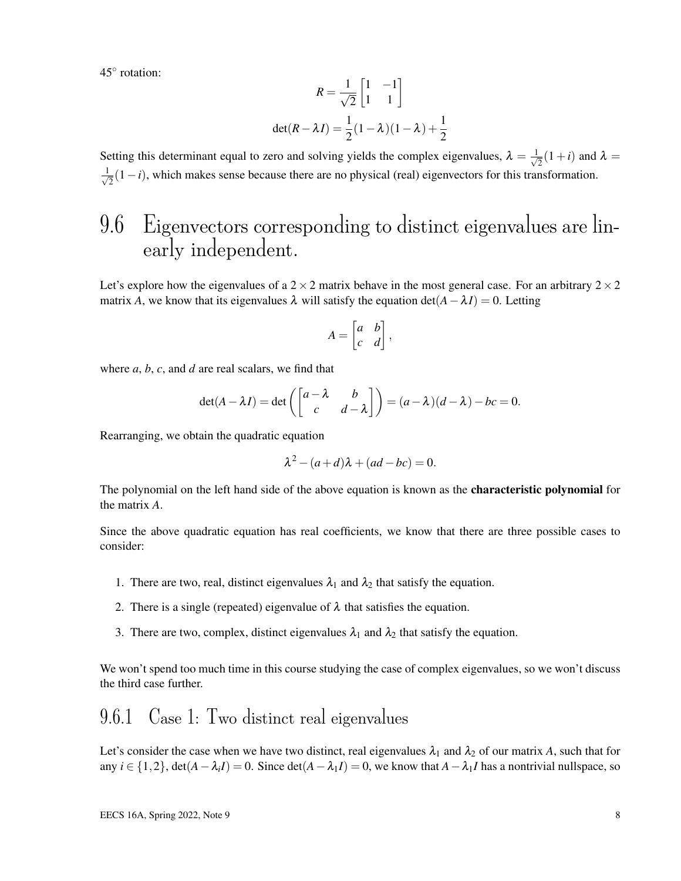45° rotation:

$$R = \frac{1}{\sqrt{2}} \begin{bmatrix} 1 & -1 \\ 1 & 1 \end{bmatrix}$$

$$\det(R - \lambda I) = \frac{1}{2}(1-\lambda)(1-\lambda) + \frac{1}{2}$$

Setting this determinant equal to zero and solving yields the complex eigenvalues, $\lambda = \frac{1}{\sqrt{2}}(1+i)$ and $\lambda = \frac{1}{\sqrt{2}}(1-i)$, which makes sense because there are no physical (real) eigenvectors for this transformation.

# 9.6 Eigenvectors corresponding to distinct eigenvalues are linearly independent.

Let's explore how the eigenvalues of a $2 \times 2$ matrix behave in the most general case. For an arbitrary $2 \times 2$ matrix $A$, we know that its eigenvalues $\lambda$ will satisfy the equation $\det(A - \lambda I) = 0$. Letting

$$A = \begin{bmatrix} a & b \\ c & d \end{bmatrix},$$

where $a$, $b$, $c$, and $d$ are real scalars, we find that

$$\det(A - \lambda I) = \det\left(\begin{bmatrix} a-\lambda & b \\ c & d-\lambda \end{bmatrix}\right) = (a-\lambda)(d-\lambda) - bc = 0.$$

Rearranging, we obtain the quadratic equation

$$\lambda^2 - (a+d)\lambda + (ad - bc) = 0.$$

The polynomial on the left hand side of the above equation is known as the **characteristic polynomial** for the matrix $A$.

Since the above quadratic equation has real coefficients, we know that there are three possible cases to consider:

1. There are two, real, distinct eigenvalues $\lambda_1$ and $\lambda_2$ that satisfy the equation.
2. There is a single (repeated) eigenvalue of $\lambda$ that satisfies the equation.
3. There are two, complex, distinct eigenvalues $\lambda_1$ and $\lambda_2$ that satisfy the equation.

We won't spend too much time in this course studying the case of complex eigenvalues, so we won't discuss the third case further.

## 9.6.1 Case 1: Two distinct real eigenvalues

Let's consider the case when we have two distinct, real eigenvalues $\lambda_1$ and $\lambda_2$ of our matrix $A$, such that for any $i \in \{1, 2\}$, $\det(A - \lambda_i I) = 0$. Since $\det(A - \lambda_1 I) = 0$, we know that $A - \lambda_1 I$ has a nontrivial nullspace, so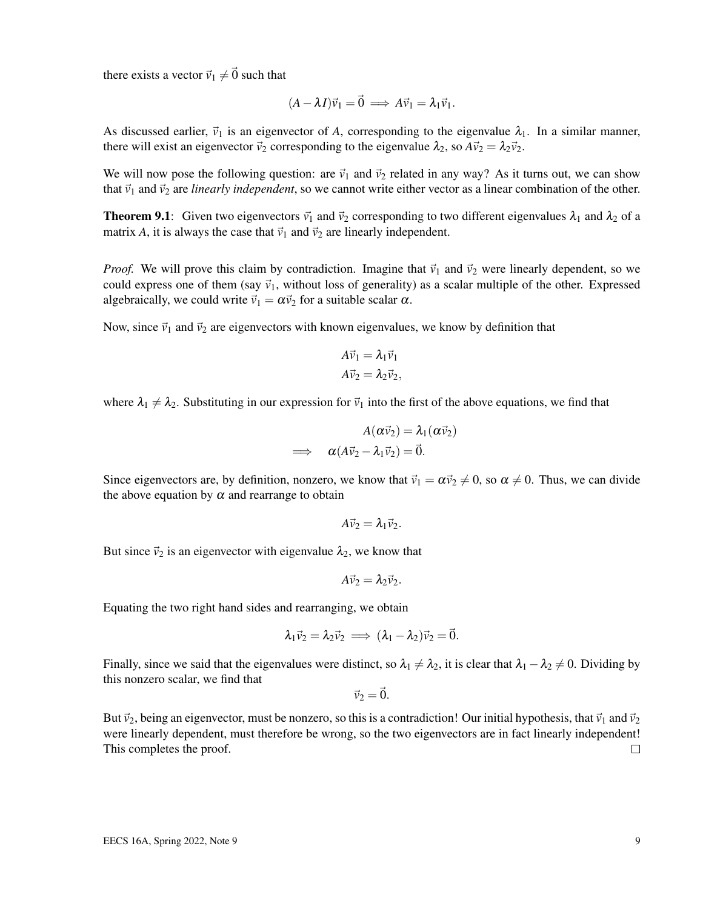there exists a vector $\vec{v}_1 \neq \vec{0}$ such that

$$(A - \lambda I)\vec{v}_1 = \vec{0} \implies A\vec{v}_1 = \lambda_1 \vec{v}_1.$$

As discussed earlier, $\vec{v}_1$ is an eigenvector of $A$, corresponding to the eigenvalue $\lambda_1$. In a similar manner, there will exist an eigenvector $\vec{v}_2$ corresponding to the eigenvalue $\lambda_2$, so $A\vec{v}_2 = \lambda_2 \vec{v}_2$.

We will now pose the following question: are $\vec{v}_1$ and $\vec{v}_2$ related in any way? As it turns out, we can show that $\vec{v}_1$ and $\vec{v}_2$ are *linearly independent*, so we cannot write either vector as a linear combination of the other.

**Theorem 9.1**: Given two eigenvectors $\vec{v}_1$ and $\vec{v}_2$ corresponding to two different eigenvalues $\lambda_1$ and $\lambda_2$ of a matrix $A$, it is always the case that $\vec{v}_1$ and $\vec{v}_2$ are linearly independent.

*Proof.* We will prove this claim by contradiction. Imagine that $\vec{v}_1$ and $\vec{v}_2$ were linearly dependent, so we could express one of them (say $\vec{v}_1$, without loss of generality) as a scalar multiple of the other. Expressed algebraically, we could write $\vec{v}_1 = \alpha \vec{v}_2$ for a suitable scalar $\alpha$.

Now, since $\vec{v}_1$ and $\vec{v}_2$ are eigenvectors with known eigenvalues, we know by definition that

$$A\vec{v}_1 = \lambda_1 \vec{v}_1$$
$$A\vec{v}_2 = \lambda_2 \vec{v}_2,$$

where $\lambda_1 \neq \lambda_2$. Substituting in our expression for $\vec{v}_1$ into the first of the above equations, we find that

$$A(\alpha \vec{v}_2) = \lambda_1(\alpha \vec{v}_2)$$
$$\implies \quad \alpha(A\vec{v}_2 - \lambda_1 \vec{v}_2) = \vec{0}.$$

Since eigenvectors are, by definition, nonzero, we know that $\vec{v}_1 = \alpha \vec{v}_2 \neq 0$, so $\alpha \neq 0$. Thus, we can divide the above equation by $\alpha$ and rearrange to obtain

$$A\vec{v}_2 = \lambda_1 \vec{v}_2.$$

But since $\vec{v}_2$ is an eigenvector with eigenvalue $\lambda_2$, we know that

$$A\vec{v}_2 = \lambda_2 \vec{v}_2.$$

Equating the two right hand sides and rearranging, we obtain

$$\lambda_1 \vec{v}_2 = \lambda_2 \vec{v}_2 \implies (\lambda_1 - \lambda_2)\vec{v}_2 = \vec{0}.$$

Finally, since we said that the eigenvalues were distinct, so $\lambda_1 \neq \lambda_2$, it is clear that $\lambda_1 - \lambda_2 \neq 0$. Dividing by this nonzero scalar, we find that

$$\vec{v}_2 = \vec{0}.$$

But $\vec{v}_2$, being an eigenvector, must be nonzero, so this is a contradiction! Our initial hypothesis, that $\vec{v}_1$ and $\vec{v}_2$ were linearly dependent, must therefore be wrong, so the two eigenvectors are in fact linearly independent! This completes the proof. □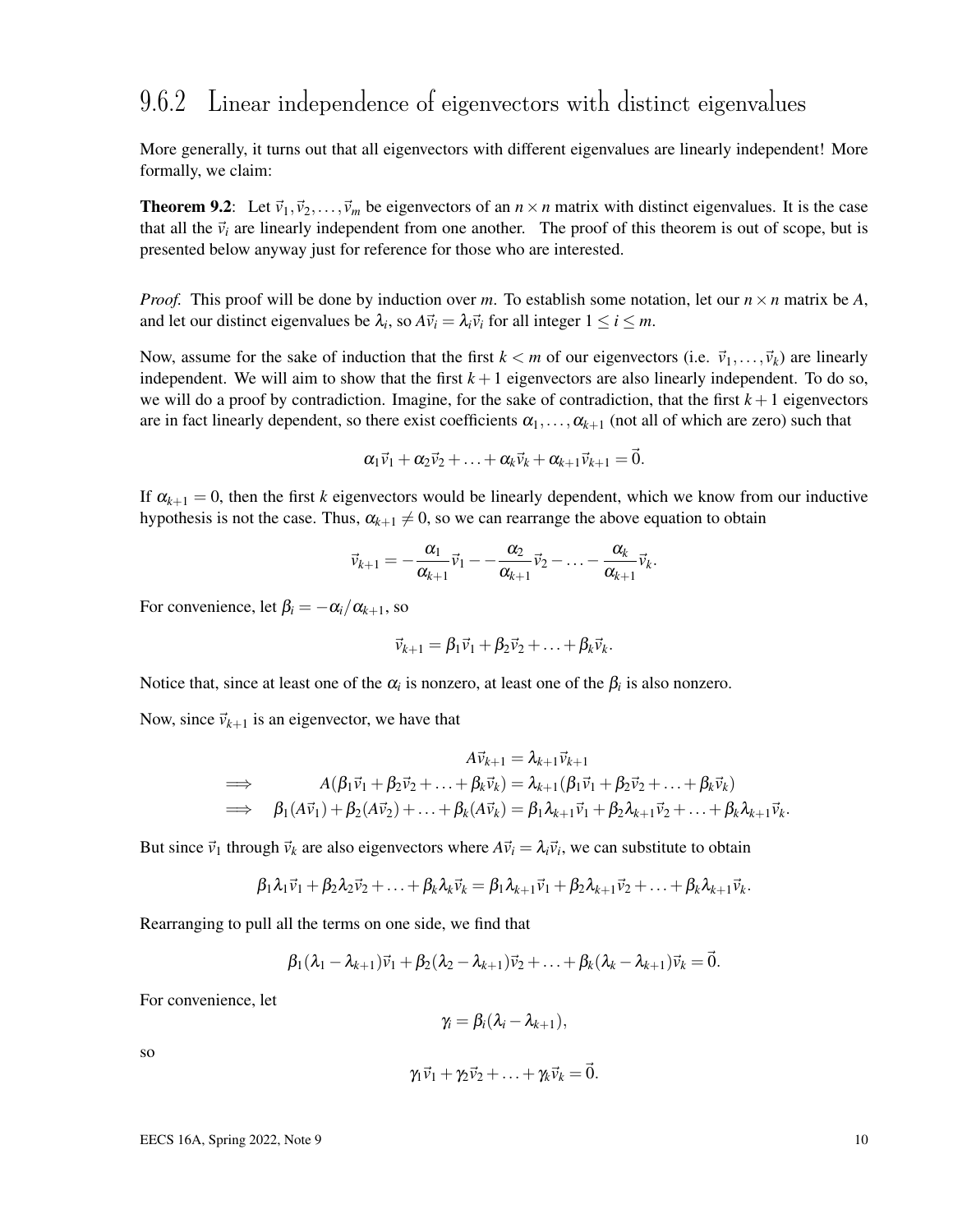### 9.6.2 Linear independence of eigenvectors with distinct eigenvalues

More generally, it turns out that all eigenvectors with different eigenvalues are linearly independent! More formally, we claim:

**Theorem 9.2**: Let $\vec{v}_1, \vec{v}_2, \ldots, \vec{v}_m$ be eigenvectors of an $n \times n$ matrix with distinct eigenvalues. It is the case that all the $\vec{v}_i$ are linearly independent from one another. The proof of this theorem is out of scope, but is presented below anyway just for reference for those who are interested.

*Proof.* This proof will be done by induction over $m$. To establish some notation, let our $n \times n$ matrix be $A$, and let our distinct eigenvalues be $\lambda_i$, so $A\vec{v}_i = \lambda_i \vec{v}_i$ for all integer $1 \le i \le m$.

Now, assume for the sake of induction that the first $k < m$ of our eigenvectors (i.e. $\vec{v}_1, \ldots, \vec{v}_k$) are linearly independent. We will aim to show that the first $k+1$ eigenvectors are also linearly independent. To do so, we will do a proof by contradiction. Imagine, for the sake of contradiction, that the first $k+1$ eigenvectors are in fact linearly dependent, so there exist coefficients $\alpha_1, \ldots, \alpha_{k+1}$ (not all of which are zero) such that

$$\alpha_1 \vec{v}_1 + \alpha_2 \vec{v}_2 + \ldots + \alpha_k \vec{v}_k + \alpha_{k+1} \vec{v}_{k+1} = \vec{0}.$$

If $\alpha_{k+1} = 0$, then the first $k$ eigenvectors would be linearly dependent, which we know from our inductive hypothesis is not the case. Thus, $\alpha_{k+1} \neq 0$, so we can rearrange the above equation to obtain

$$\vec{v}_{k+1} = -\frac{\alpha_1}{\alpha_{k+1}} \vec{v}_1 - -\frac{\alpha_2}{\alpha_{k+1}} \vec{v}_2 - \ldots - \frac{\alpha_k}{\alpha_{k+1}} \vec{v}_k.$$

For convenience, let $\beta_i = -\alpha_i / \alpha_{k+1}$, so

$$\vec{v}_{k+1} = \beta_1 \vec{v}_1 + \beta_2 \vec{v}_2 + \ldots + \beta_k \vec{v}_k.$$

Notice that, since at least one of the $\alpha_i$ is nonzero, at least one of the $\beta_i$ is also nonzero.

Now, since $\vec{v}_{k+1}$ is an eigenvector, we have that

$$\begin{aligned}
& A\vec{v}_{k+1} = \lambda_{k+1} \vec{v}_{k+1} \\
\implies \quad & A(\beta_1 \vec{v}_1 + \beta_2 \vec{v}_2 + \ldots + \beta_k \vec{v}_k) = \lambda_{k+1}(\beta_1 \vec{v}_1 + \beta_2 \vec{v}_2 + \ldots + \beta_k \vec{v}_k) \\
\implies \quad & \beta_1 (A\vec{v}_1) + \beta_2 (A\vec{v}_2) + \ldots + \beta_k (A\vec{v}_k) = \beta_1 \lambda_{k+1} \vec{v}_1 + \beta_2 \lambda_{k+1} \vec{v}_2 + \ldots + \beta_k \lambda_{k+1} \vec{v}_k.
\end{aligned}$$

But since $\vec{v}_1$ through $\vec{v}_k$ are also eigenvectors where $A\vec{v}_i = \lambda_i \vec{v}_i$, we can substitute to obtain

$$\beta_1 \lambda_1 \vec{v}_1 + \beta_2 \lambda_2 \vec{v}_2 + \ldots + \beta_k \lambda_k \vec{v}_k = \beta_1 \lambda_{k+1} \vec{v}_1 + \beta_2 \lambda_{k+1} \vec{v}_2 + \ldots + \beta_k \lambda_{k+1} \vec{v}_k.$$

Rearranging to pull all the terms on one side, we find that

$$\beta_1 (\lambda_1 - \lambda_{k+1}) \vec{v}_1 + \beta_2 (\lambda_2 - \lambda_{k+1}) \vec{v}_2 + \ldots + \beta_k (\lambda_k - \lambda_{k+1}) \vec{v}_k = \vec{0}.$$

For convenience, let

$$\gamma_i = \beta_i (\lambda_i - \lambda_{k+1}),$$

so

$$\gamma_1 \vec{v}_1 + \gamma_2 \vec{v}_2 + \ldots + \gamma_k \vec{v}_k = \vec{0}.$$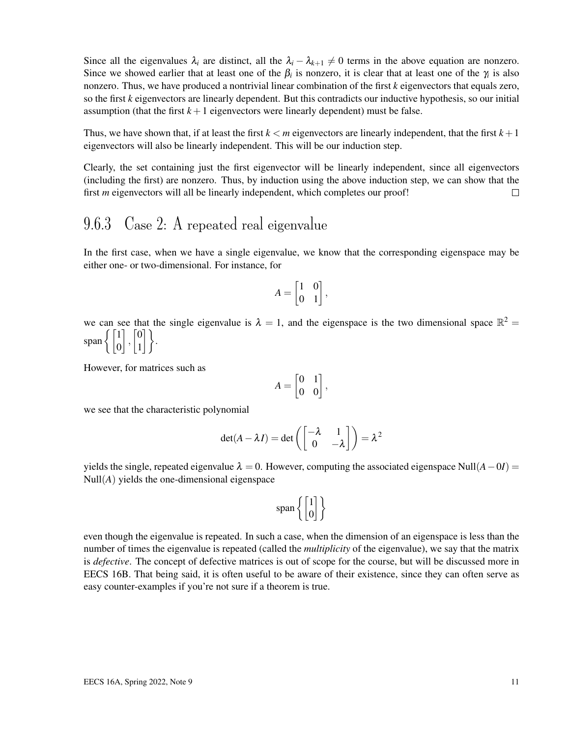Since all the eigenvalues $\lambda_i$ are distinct, all the $\lambda_i - \lambda_{k+1} \neq 0$ terms in the above equation are nonzero. Since we showed earlier that at least one of the $\beta_i$ is nonzero, it is clear that at least one of the $\gamma_i$ is also nonzero. Thus, we have produced a nontrivial linear combination of the first $k$ eigenvectors that equals zero, so the first $k$ eigenvectors are linearly dependent. But this contradicts our inductive hypothesis, so our initial assumption (that the first $k+1$ eigenvectors were linearly dependent) must be false.

Thus, we have shown that, if at least the first $k < m$ eigenvectors are linearly independent, that the first $k+1$ eigenvectors will also be linearly independent. This will be our induction step.

Clearly, the set containing just the first eigenvector will be linearly independent, since all eigenvectors (including the first) are nonzero. Thus, by induction using the above induction step, we can show that the first $m$ eigenvectors will all be linearly independent, which completes our proof! □

### 9.6.3 Case 2: A repeated real eigenvalue

In the first case, when we have a single eigenvalue, we know that the corresponding eigenspace may be either one- or two-dimensional. For instance, for

$$A = \begin{bmatrix} 1 & 0 \\ 0 & 1 \end{bmatrix},$$

we can see that the single eigenvalue is $\lambda = 1$, and the eigenspace is the two dimensional space $\mathbb{R}^2 = \text{span}\left\{ \begin{bmatrix} 1 \\ 0 \end{bmatrix}, \begin{bmatrix} 0 \\ 1 \end{bmatrix} \right\}$.

However, for matrices such as

$$A = \begin{bmatrix} 0 & 1 \\ 0 & 0 \end{bmatrix},$$

we see that the characteristic polynomial

$$\det(A - \lambda I) = \det\left( \begin{bmatrix} -\lambda & 1 \\ 0 & -\lambda \end{bmatrix} \right) = \lambda^2$$

yields the single, repeated eigenvalue $\lambda = 0$. However, computing the associated eigenspace $\text{Null}(A - 0I) = \text{Null}(A)$ yields the one-dimensional eigenspace

$$\text{span}\left\{ \begin{bmatrix} 1 \\ 0 \end{bmatrix} \right\}$$

even though the eigenvalue is repeated. In such a case, when the dimension of an eigenspace is less than the number of times the eigenvalue is repeated (called the *multiplicity* of the eigenvalue), we say that the matrix is *defective*. The concept of defective matrices is out of scope for the course, but will be discussed more in EECS 16B. That being said, it is often useful to be aware of their existence, since they can often serve as easy counter-examples if you're not sure if a theorem is true.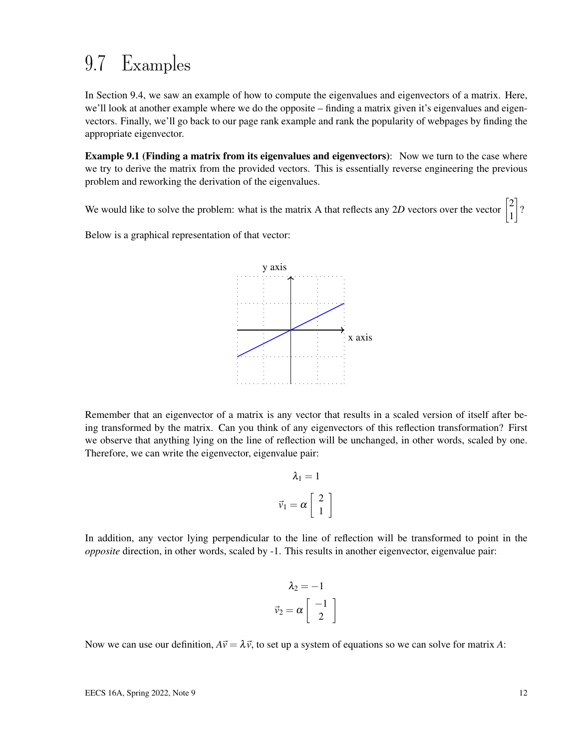## 9.7 Examples

In Section 9.4, we saw an example of how to compute the eigenvalues and eigenvectors of a matrix. Here, we'll look at another example where we do the opposite – finding a matrix given it's eigenvalues and eigenvectors. Finally, we'll go back to our page rank example and rank the popularity of webpages by finding the appropriate eigenvector.

**Example 9.1 (Finding a matrix from its eigenvalues and eigenvectors)**: Now we turn to the case where we try to derive the matrix from the provided vectors. This is essentially reverse engineering the previous problem and reworking the derivation of the eigenvalues.

We would like to solve the problem: what is the matrix A that reflects any $2D$ vectors over the vector $\begin{bmatrix} 2 \\ 1 \end{bmatrix}$?

Below is a graphical representation of that vector:

Remember that an eigenvector of a matrix is any vector that results in a scaled version of itself after being transformed by the matrix. Can you think of any eigenvectors of this reflection transformation? First we observe that anything lying on the line of reflection will be unchanged, in other words, scaled by one. Therefore, we can write the eigenvector, eigenvalue pair:

$$\lambda_1 = 1$$

$$\vec{v}_1 = \alpha \begin{bmatrix} 2 \\ 1 \end{bmatrix}$$

In addition, any vector lying perpendicular to the line of reflection will be transformed to point in the *opposite* direction, in other words, scaled by -1. This results in another eigenvector, eigenvalue pair:

$$\lambda_2 = -1$$

$$\vec{v}_2 = \alpha \begin{bmatrix} -1 \\ 2 \end{bmatrix}$$

Now we can use our definition, $A\vec{v} = \lambda\vec{v}$, to set up a system of equations so we can solve for matrix $A$: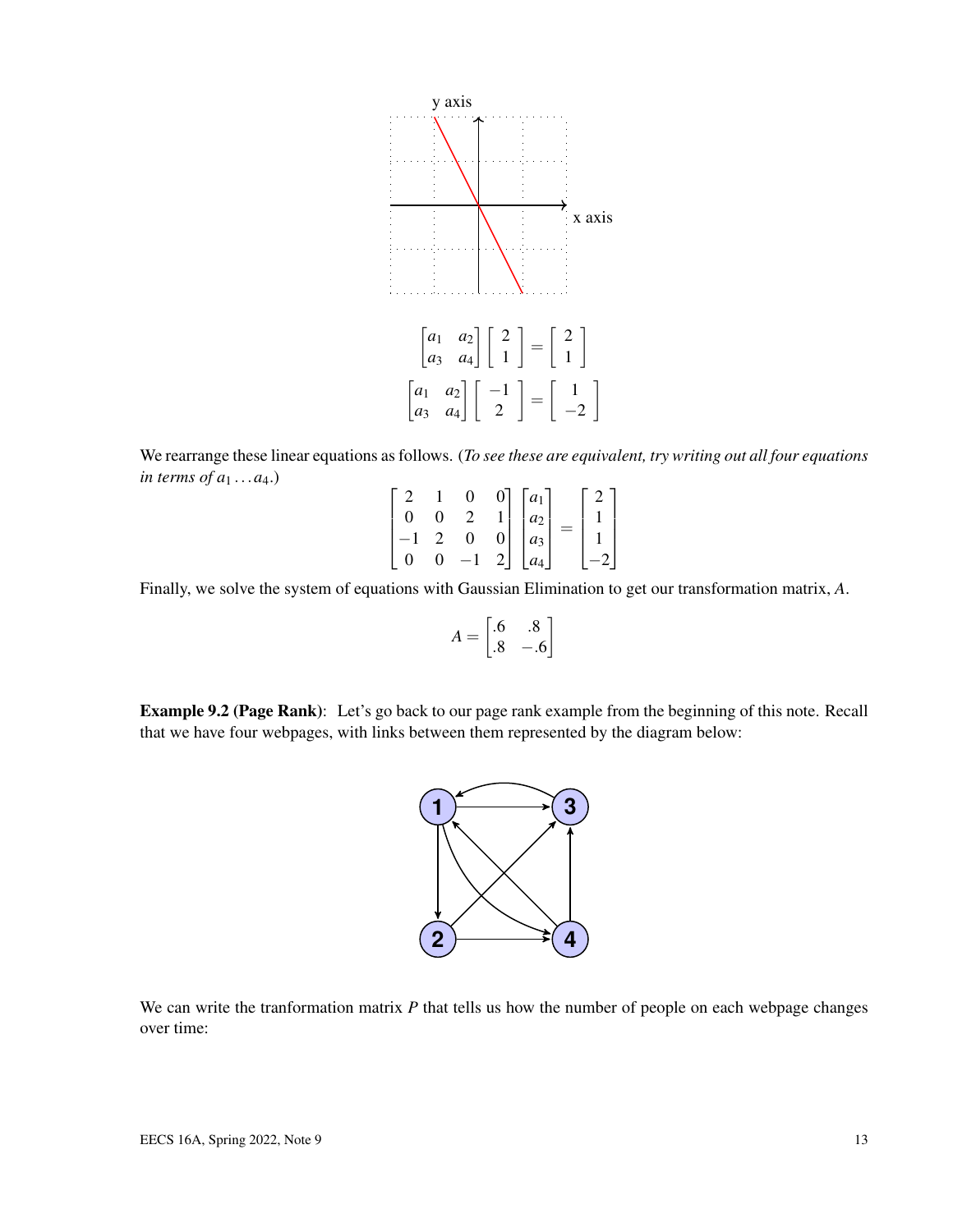$$\begin{bmatrix} a_1 & a_2 \\ a_3 & a_4 \end{bmatrix} \begin{bmatrix} 2 \\ 1 \end{bmatrix} = \begin{bmatrix} 2 \\ 1 \end{bmatrix}$$

$$\begin{bmatrix} a_1 & a_2 \\ a_3 & a_4 \end{bmatrix} \begin{bmatrix} -1 \\ 2 \end{bmatrix} = \begin{bmatrix} 1 \\ -2 \end{bmatrix}$$

We rearrange these linear equations as follows. (*To see these are equivalent, try writing out all four equations in terms of $a_1 \ldots a_4$.*)

$$\begin{bmatrix} 2 & 1 & 0 & 0 \\ 0 & 0 & 2 & 1 \\ -1 & 2 & 0 & 0 \\ 0 & 0 & -1 & 2 \end{bmatrix} \begin{bmatrix} a_1 \\ a_2 \\ a_3 \\ a_4 \end{bmatrix} = \begin{bmatrix} 2 \\ 1 \\ 1 \\ -2 \end{bmatrix}$$

Finally, we solve the system of equations with Gaussian Elimination to get our transformation matrix, $A$.

$$A = \begin{bmatrix} .6 & .8 \\ .8 & -.6 \end{bmatrix}$$

**Example 9.2 (Page Rank)**: Let's go back to our page rank example from the beginning of this note. Recall that we have four webpages, with links between them represented by the diagram below:

We can write the tranformation matrix $P$ that tells us how the number of people on each webpage changes over time: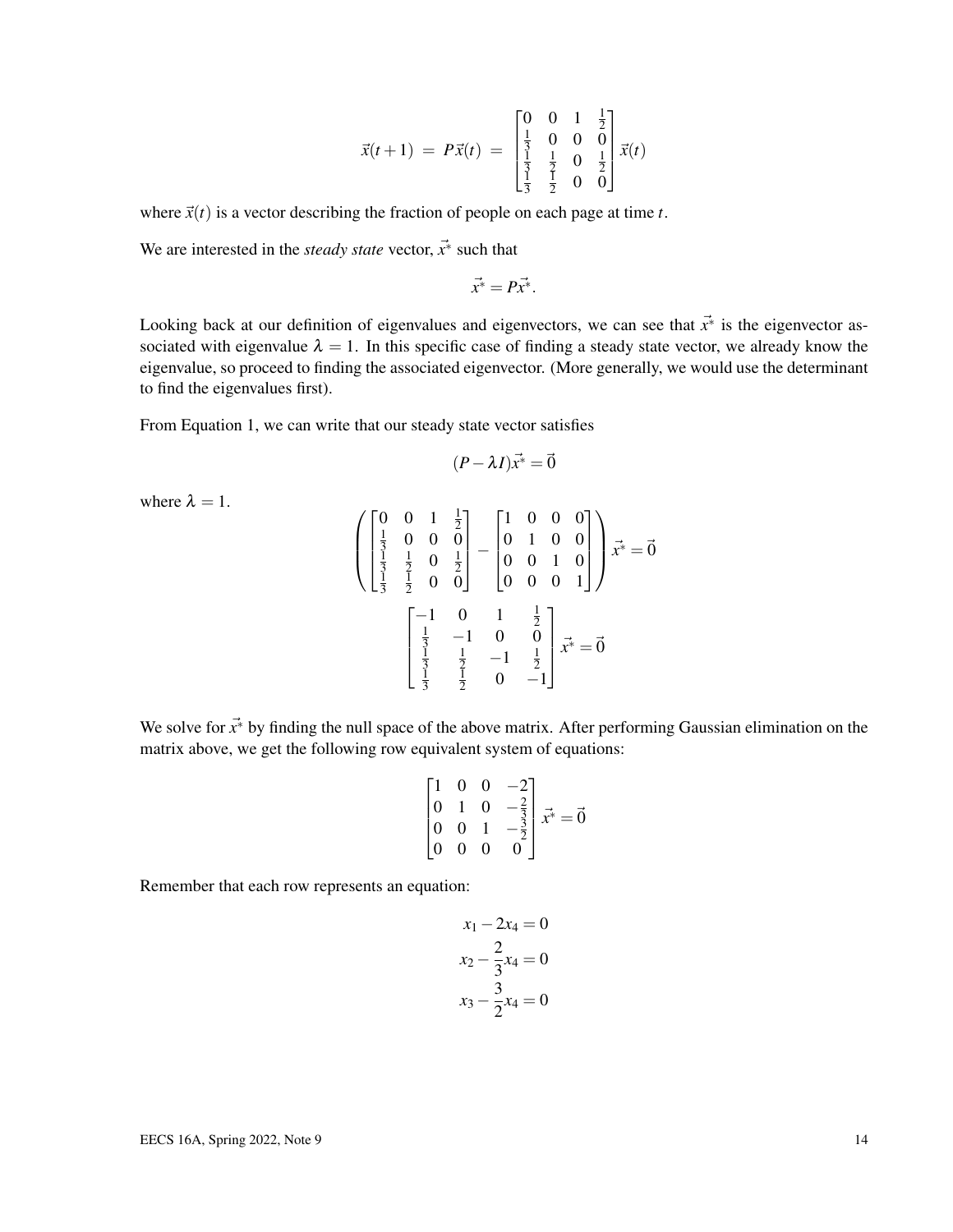$$\vec{x}(t+1) = P\vec{x}(t) = \begin{bmatrix} 0 & 0 & 1 & \frac{1}{2} \\ \frac{1}{3} & 0 & 0 & 0 \\ \frac{1}{3} & \frac{1}{2} & 0 & \frac{1}{2} \\ \frac{1}{3} & \frac{1}{2} & 0 & 0 \end{bmatrix} \vec{x}(t)$$

where $\vec{x}(t)$ is a vector describing the fraction of people on each page at time $t$.

We are interested in the *steady state* vector, $\vec{x^*}$ such that

$$\vec{x^*} = P\vec{x^*}.$$

Looking back at our definition of eigenvalues and eigenvectors, we can see that $\vec{x^*}$ is the eigenvector associated with eigenvalue $\lambda = 1$. In this specific case of finding a steady state vector, we already know the eigenvalue, so proceed to finding the associated eigenvector. (More generally, we would use the determinant to find the eigenvalues first).

From Equation 1, we can write that our steady state vector satisfies

$$(P - \lambda I)\vec{x^*} = \vec{0}$$

where $\lambda = 1$.

$$\left( \begin{bmatrix} 0 & 0 & 1 & \frac{1}{2} \\ \frac{1}{3} & 0 & 0 & 0 \\ \frac{1}{3} & \frac{1}{2} & 0 & \frac{1}{2} \\ \frac{1}{3} & \frac{1}{2} & 0 & 0 \end{bmatrix} - \begin{bmatrix} 1 & 0 & 0 & 0 \\ 0 & 1 & 0 & 0 \\ 0 & 0 & 1 & 0 \\ 0 & 0 & 0 & 1 \end{bmatrix} \right) \vec{x^*} = \vec{0}$$

$$\begin{bmatrix} -1 & 0 & 1 & \frac{1}{2} \\ \frac{1}{3} & -1 & 0 & 0 \\ \frac{1}{3} & \frac{1}{2} & -1 & \frac{1}{2} \\ \frac{1}{3} & \frac{1}{2} & 0 & -1 \end{bmatrix} \vec{x^*} = \vec{0}$$

We solve for $\vec{x^*}$ by finding the null space of the above matrix. After performing Gaussian elimination on the matrix above, we get the following row equivalent system of equations:

$$\begin{bmatrix} 1 & 0 & 0 & -2 \\ 0 & 1 & 0 & -\frac{2}{3} \\ 0 & 0 & 1 & -\frac{3}{2} \\ 0 & 0 & 0 & 0 \end{bmatrix} \vec{x^*} = \vec{0}$$

Remember that each row represents an equation:

$$x_1 - 2x_4 = 0$$

$$x_2 - \frac{2}{3}x_4 = 0$$

$$x_3 - \frac{3}{2}x_4 = 0$$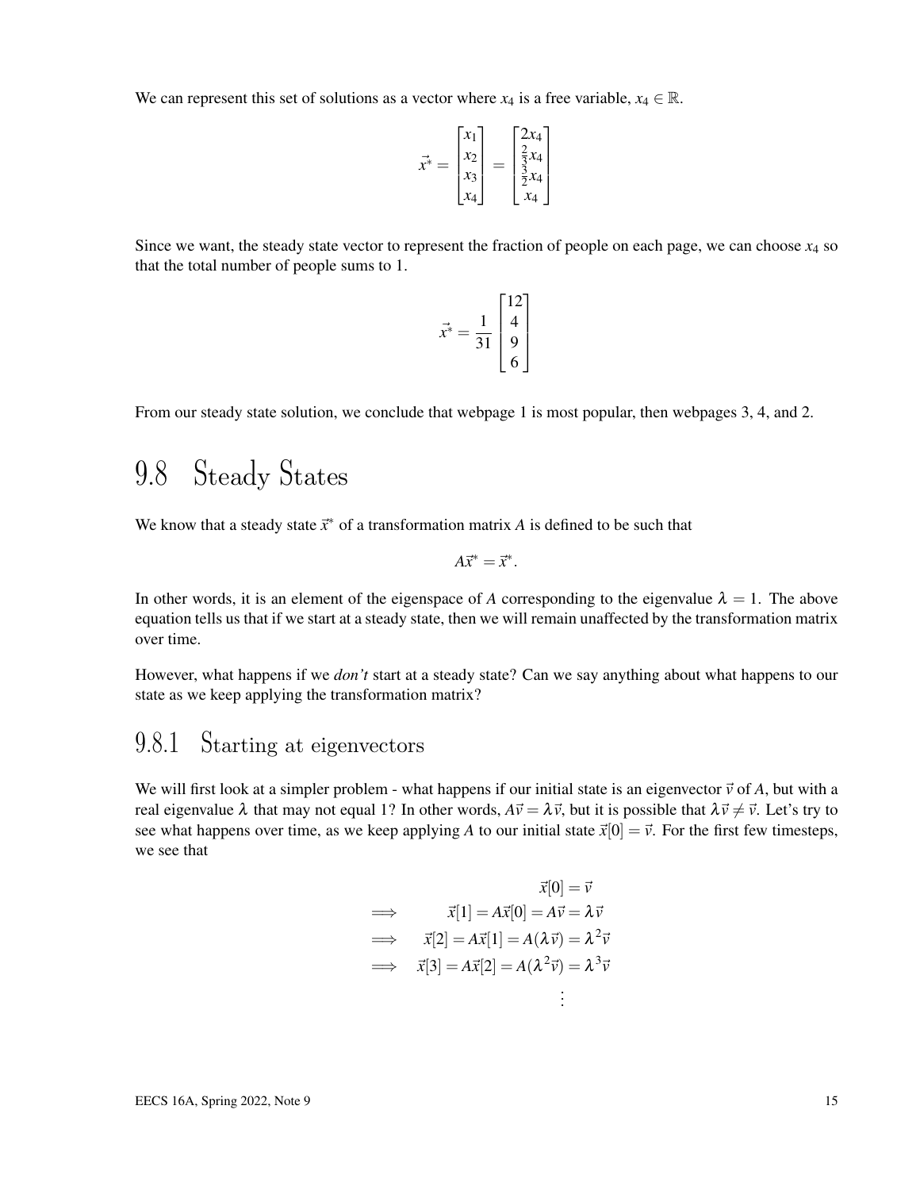We can represent this set of solutions as a vector where $x_4$ is a free variable, $x_4 \in \mathbb{R}$.

$$\vec{x^*} = \begin{bmatrix} x_1 \\ x_2 \\ x_3 \\ x_4 \end{bmatrix} = \begin{bmatrix} 2x_4 \\ \frac{2}{3}x_4 \\ \frac{3}{2}x_4 \\ x_4 \end{bmatrix}$$

Since we want, the steady state vector to represent the fraction of people on each page, we can choose $x_4$ so that the total number of people sums to 1.

$$\vec{x^*} = \frac{1}{31} \begin{bmatrix} 12 \\ 4 \\ 9 \\ 6 \end{bmatrix}$$

From our steady state solution, we conclude that webpage 1 is most popular, then webpages 3, 4, and 2.

## 9.8 Steady States

We know that a steady state $\vec{x}^*$ of a transformation matrix $A$ is defined to be such that

$$A\vec{x}^* = \vec{x}^*.$$

In other words, it is an element of the eigenspace of $A$ corresponding to the eigenvalue $\lambda = 1$. The above equation tells us that if we start at a steady state, then we will remain unaffected by the transformation matrix over time.

However, what happens if we *don't* start at a steady state? Can we say anything about what happens to our state as we keep applying the transformation matrix?

### 9.8.1 Starting at eigenvectors

We will first look at a simpler problem - what happens if our initial state is an eigenvector $\vec{v}$ of $A$, but with a real eigenvalue $\lambda$ that may not equal 1? In other words, $A\vec{v} = \lambda\vec{v}$, but it is possible that $\lambda\vec{v} \neq \vec{v}$. Let's try to see what happens over time, as we keep applying $A$ to our initial state $\vec{x}[0] = \vec{v}$. For the first few timesteps, we see that

$$\begin{aligned}
& \vec{x}[0] = \vec{v} \\
\implies \quad & \vec{x}[1] = A\vec{x}[0] = A\vec{v} = \lambda\vec{v} \\
\implies \quad & \vec{x}[2] = A\vec{x}[1] = A(\lambda\vec{v}) = \lambda^2\vec{v} \\
\implies \quad & \vec{x}[3] = A\vec{x}[2] = A(\lambda^2\vec{v}) = \lambda^3\vec{v} \\
& \vdots
\end{aligned}$$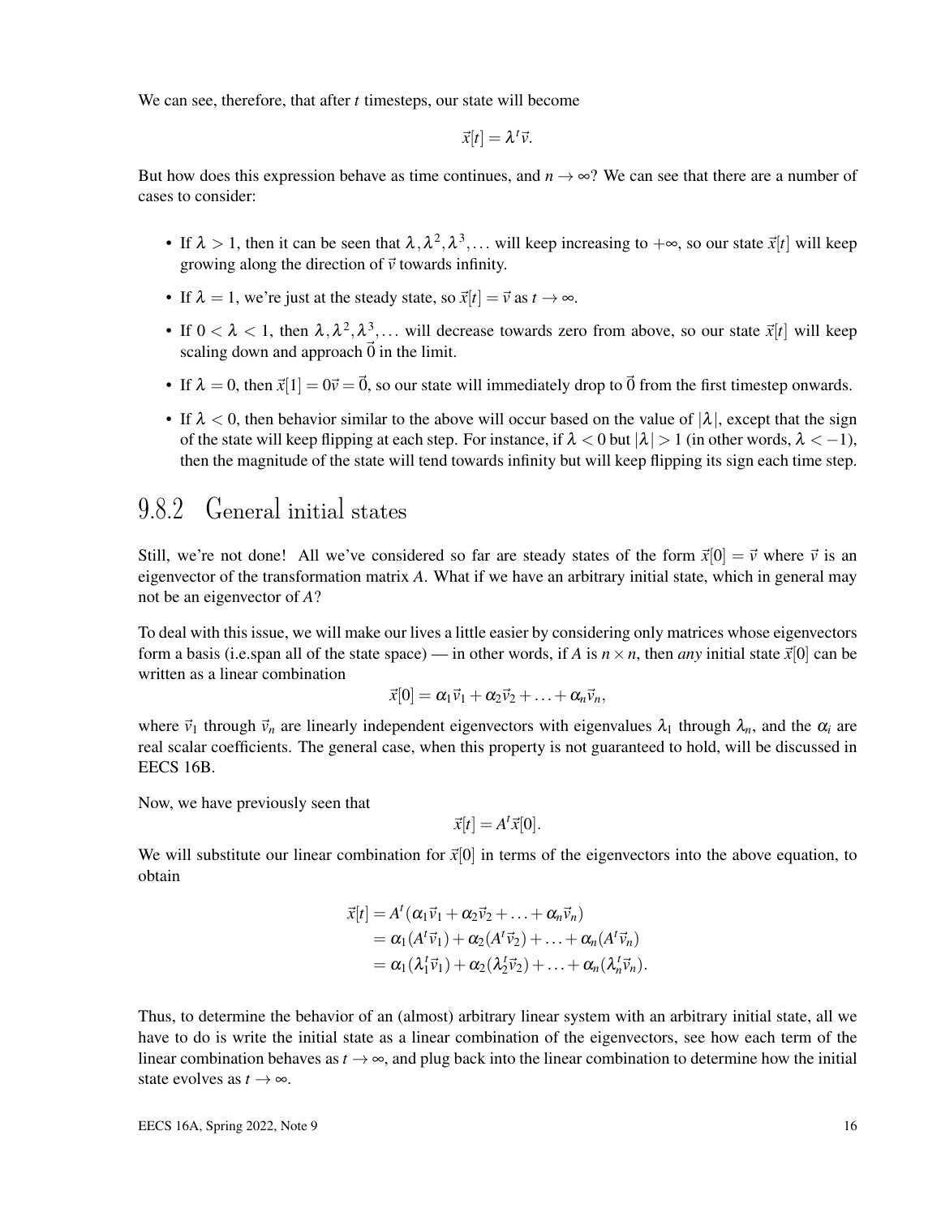We can see, therefore, that after $t$ timesteps, our state will become

$$\vec{x}[t] = \lambda^t \vec{v}.$$

But how does this expression behave as time continues, and $n \to \infty$? We can see that there are a number of cases to consider:

- If $\lambda > 1$, then it can be seen that $\lambda, \lambda^2, \lambda^3, \ldots$ will keep increasing to $+\infty$, so our state $\vec{x}[t]$ will keep growing along the direction of $\vec{v}$ towards infinity.
- If $\lambda = 1$, we're just at the steady state, so $\vec{x}[t] = \vec{v}$ as $t \to \infty$.
- If $0 < \lambda < 1$, then $\lambda, \lambda^2, \lambda^3, \ldots$ will decrease towards zero from above, so our state $\vec{x}[t]$ will keep scaling down and approach $\vec{0}$ in the limit.
- If $\lambda = 0$, then $\vec{x}[1] = 0\vec{v} = \vec{0}$, so our state will immediately drop to $\vec{0}$ from the first timestep onwards.
- If $\lambda < 0$, then behavior similar to the above will occur based on the value of $|\lambda|$, except that the sign of the state will keep flipping at each step. For instance, if $\lambda < 0$ but $|\lambda| > 1$ (in other words, $\lambda < -1$), then the magnitude of the state will tend towards infinity but will keep flipping its sign each time step.

## 9.8.2 General initial states

Still, we're not done! All we've considered so far are steady states of the form $\vec{x}[0] = \vec{v}$ where $\vec{v}$ is an eigenvector of the transformation matrix $A$. What if we have an arbitrary initial state, which in general may not be an eigenvector of $A$?

To deal with this issue, we will make our lives a little easier by considering only matrices whose eigenvectors form a basis (i.e.span all of the state space) — in other words, if $A$ is $n \times n$, then *any* initial state $\vec{x}[0]$ can be written as a linear combination

$$\vec{x}[0] = \alpha_1 \vec{v}_1 + \alpha_2 \vec{v}_2 + \ldots + \alpha_n \vec{v}_n,$$

where $\vec{v}_1$ through $\vec{v}_n$ are linearly independent eigenvectors with eigenvalues $\lambda_1$ through $\lambda_n$, and the $\alpha_i$ are real scalar coefficients. The general case, when this property is not guaranteed to hold, will be discussed in EECS 16B.

Now, we have previously seen that

$$\vec{x}[t] = A^t \vec{x}[0].$$

We will substitute our linear combination for $\vec{x}[0]$ in terms of the eigenvectors into the above equation, to obtain

$$\begin{aligned}
\vec{x}[t] &= A^t(\alpha_1 \vec{v}_1 + \alpha_2 \vec{v}_2 + \ldots + \alpha_n \vec{v}_n) \\
&= \alpha_1(A^t \vec{v}_1) + \alpha_2(A^t \vec{v}_2) + \ldots + \alpha_n(A^t \vec{v}_n) \\
&= \alpha_1(\lambda_1^t \vec{v}_1) + \alpha_2(\lambda_2^t \vec{v}_2) + \ldots + \alpha_n(\lambda_n^t \vec{v}_n).
\end{aligned}$$

Thus, to determine the behavior of an (almost) arbitrary linear system with an arbitrary initial state, all we have to do is write the initial state as a linear combination of the eigenvectors, see how each term of the linear combination behaves as $t \to \infty$, and plug back into the linear combination to determine how the initial state evolves as $t \to \infty$.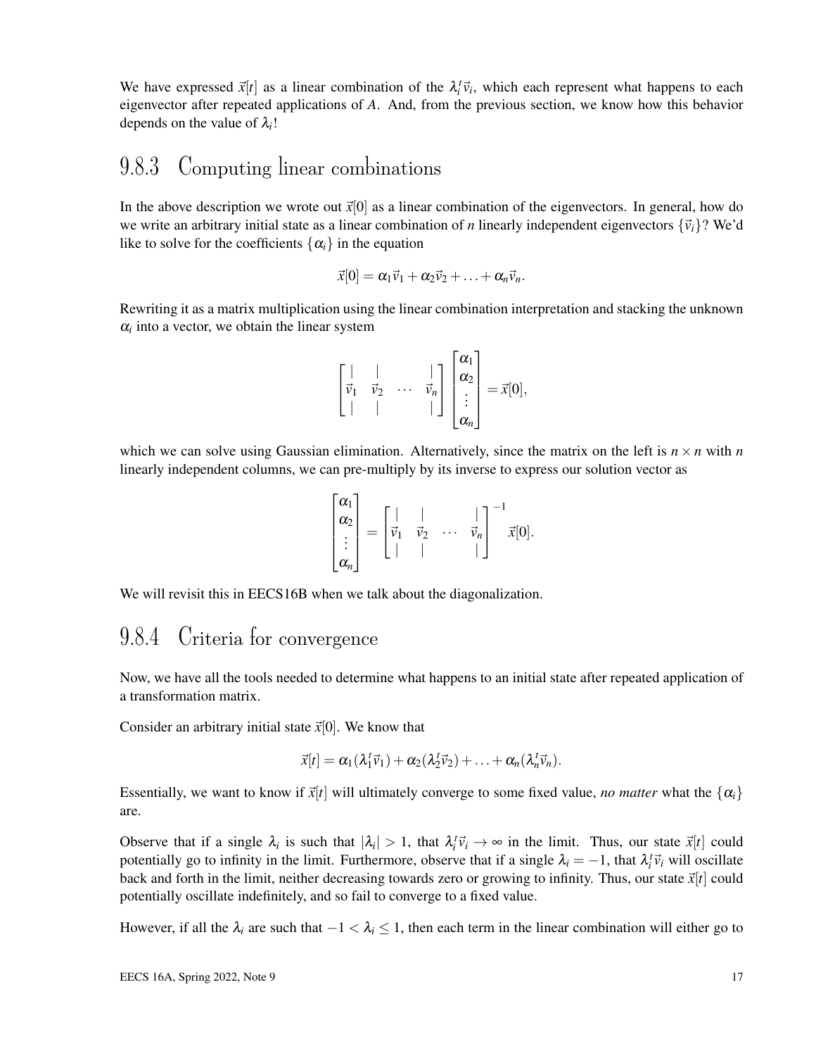We have expressed $\vec{x}[t]$ as a linear combination of the $\lambda_i^t \vec{v}_i$, which each represent what happens to each eigenvector after repeated applications of $A$. And, from the previous section, we know how this behavior depends on the value of $\lambda_i$!

## 9.8.3 Computing linear combinations

In the above description we wrote out $\vec{x}[0]$ as a linear combination of the eigenvectors. In general, how do we write an arbitrary initial state as a linear combination of $n$ linearly independent eigenvectors $\{\vec{v}_i\}$? We'd like to solve for the coefficients $\{\alpha_i\}$ in the equation

$$\vec{x}[0] = \alpha_1 \vec{v}_1 + \alpha_2 \vec{v}_2 + \ldots + \alpha_n \vec{v}_n.$$

Rewriting it as a matrix multiplication using the linear combination interpretation and stacking the unknown $\alpha_i$ into a vector, we obtain the linear system

$$\begin{bmatrix} | & | & & | \\ \vec{v}_1 & \vec{v}_2 & \cdots & \vec{v}_n \\ | & | & & | \end{bmatrix} \begin{bmatrix} \alpha_1 \\ \alpha_2 \\ \vdots \\ \alpha_n \end{bmatrix} = \vec{x}[0],$$

which we can solve using Gaussian elimination. Alternatively, since the matrix on the left is $n \times n$ with $n$ linearly independent columns, we can pre-multiply by its inverse to express our solution vector as

$$\begin{bmatrix} \alpha_1 \\ \alpha_2 \\ \vdots \\ \alpha_n \end{bmatrix} = \begin{bmatrix} | & | & & | \\ \vec{v}_1 & \vec{v}_2 & \cdots & \vec{v}_n \\ | & | & & | \end{bmatrix}^{-1} \vec{x}[0].$$

We will revisit this in EECS16B when we talk about the diagonalization.

## 9.8.4 Criteria for convergence

Now, we have all the tools needed to determine what happens to an initial state after repeated application of a transformation matrix.

Consider an arbitrary initial state $\vec{x}[0]$. We know that

$$\vec{x}[t] = \alpha_1(\lambda_1^t \vec{v}_1) + \alpha_2(\lambda_2^t \vec{v}_2) + \ldots + \alpha_n(\lambda_n^t \vec{v}_n).$$

Essentially, we want to know if $\vec{x}[t]$ will ultimately converge to some fixed value, *no matter* what the $\{\alpha_i\}$ are.

Observe that if a single $\lambda_i$ is such that $|\lambda_i| > 1$, that $\lambda_i^t \vec{v}_i \to \infty$ in the limit. Thus, our state $\vec{x}[t]$ could potentially go to infinity in the limit. Furthermore, observe that if a single $\lambda_i = -1$, that $\lambda_i^t \vec{v}_i$ will oscillate back and forth in the limit, neither decreasing towards zero or growing to infinity. Thus, our state $\vec{x}[t]$ could potentially oscillate indefinitely, and so fail to converge to a fixed value.

However, if all the $\lambda_i$ are such that $-1 < \lambda_i \leq 1$, then each term in the linear combination will either go to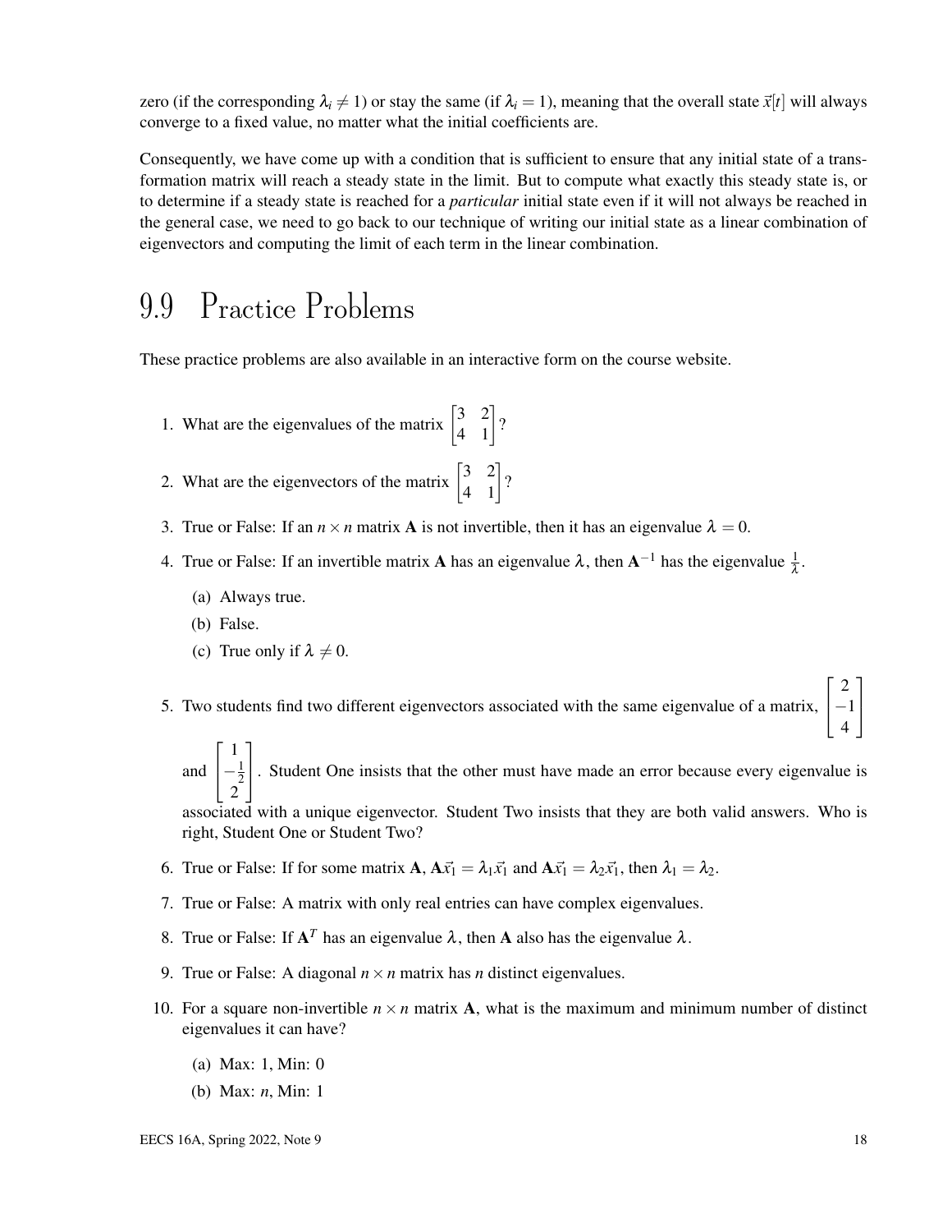zero (if the corresponding $\lambda_i \neq 1$) or stay the same (if $\lambda_i = 1$), meaning that the overall state $\vec{x}[t]$ will always converge to a fixed value, no matter what the initial coefficients are.

Consequently, we have come up with a condition that is sufficient to ensure that any initial state of a transformation matrix will reach a steady state in the limit. But to compute what exactly this steady state is, or to determine if a steady state is reached for a *particular* initial state even if it will not always be reached in the general case, we need to go back to our technique of writing our initial state as a linear combination of eigenvectors and computing the limit of each term in the linear combination.

# 9.9 Practice Problems

These practice problems are also available in an interactive form on the course website.

1. What are the eigenvalues of the matrix $\begin{bmatrix} 3 & 2 \\ 4 & 1 \end{bmatrix}$?

2. What are the eigenvectors of the matrix $\begin{bmatrix} 3 & 2 \\ 4 & 1 \end{bmatrix}$?

3. True or False: If an $n \times n$ matrix $\mathbf{A}$ is not invertible, then it has an eigenvalue $\lambda = 0$.

4. True or False: If an invertible matrix $\mathbf{A}$ has an eigenvalue $\lambda$, then $\mathbf{A}^{-1}$ has the eigenvalue $\frac{1}{\lambda}$.

   (a) Always true.

   (b) False.

   (c) True only if $\lambda \neq 0$.

5. Two students find two different eigenvectors associated with the same eigenvalue of a matrix, $\begin{bmatrix} 2 \\ -1 \\ 4 \end{bmatrix}$ and $\begin{bmatrix} 1 \\ -\frac{1}{2} \\ 2 \end{bmatrix}$. Student One insists that the other must have made an error because every eigenvalue is associated with a unique eigenvector. Student Two insists that they are both valid answers. Who is right, Student One or Student Two?

6. True or False: If for some matrix $\mathbf{A}$, $\mathbf{A}\vec{x}_1 = \lambda_1 \vec{x}_1$ and $\mathbf{A}\vec{x}_1 = \lambda_2 \vec{x}_1$, then $\lambda_1 = \lambda_2$.

7. True or False: A matrix with only real entries can have complex eigenvalues.

8. True or False: If $\mathbf{A}^T$ has an eigenvalue $\lambda$, then $\mathbf{A}$ also has the eigenvalue $\lambda$.

9. True or False: A diagonal $n \times n$ matrix has $n$ distinct eigenvalues.

10. For a square non-invertible $n \times n$ matrix $\mathbf{A}$, what is the maximum and minimum number of distinct eigenvalues it can have?

    (a) Max: 1, Min: 0

    (b) Max: $n$, Min: 1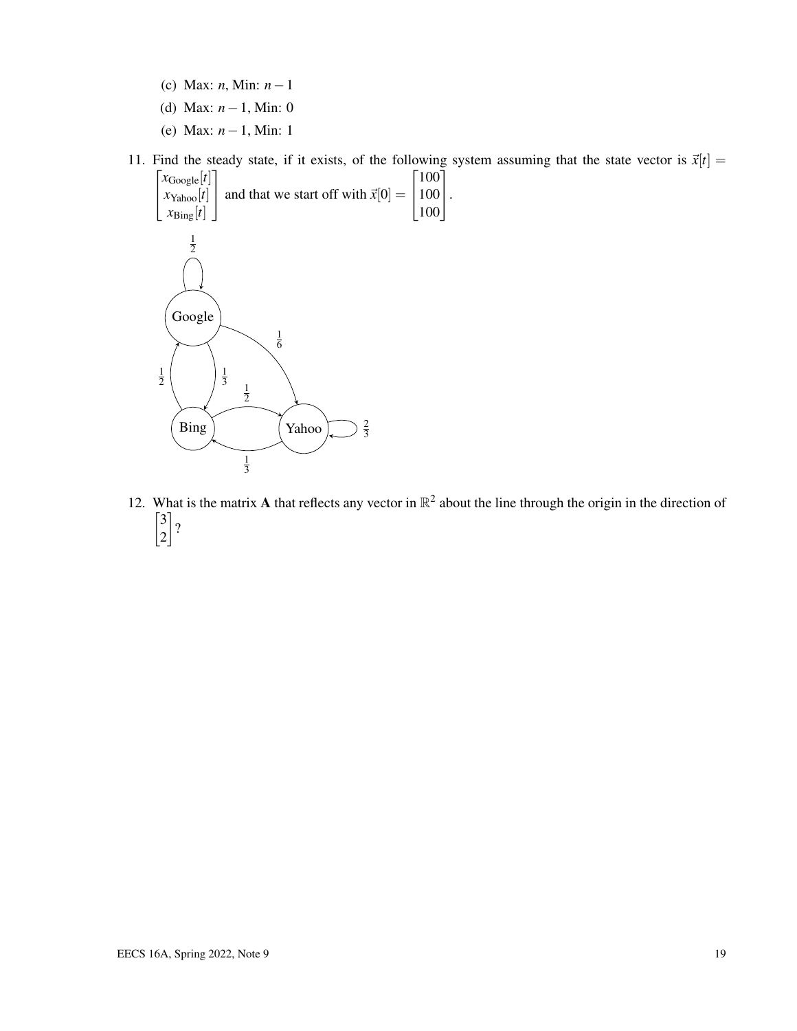(c) Max: $n$, Min: $n-1$

(d) Max: $n-1$, Min: 0

(e) Max: $n-1$, Min: 1

11. Find the steady state, if it exists, of the following system assuming that the state vector is $\vec{x}[t] = \begin{bmatrix} x_{\text{Google}}[t] \\ x_{\text{Yahoo}}[t] \\ x_{\text{Bing}}[t] \end{bmatrix}$ and that we start off with $\vec{x}[0] = \begin{bmatrix} 100 \\ 100 \\ 100 \end{bmatrix}$.

$\frac{1}{2}$

Google

$\frac{1}{6}$

$\frac{1}{2}$

$\frac{1}{3}$

$\frac{1}{2}$

Bing

Yahoo

$\frac{2}{3}$

$\frac{1}{3}$

12. What is the matrix $\mathbf{A}$ that reflects any vector in $\mathbb{R}^2$ about the line through the origin in the direction of $\begin{bmatrix} 3 \\ 2 \end{bmatrix}$?